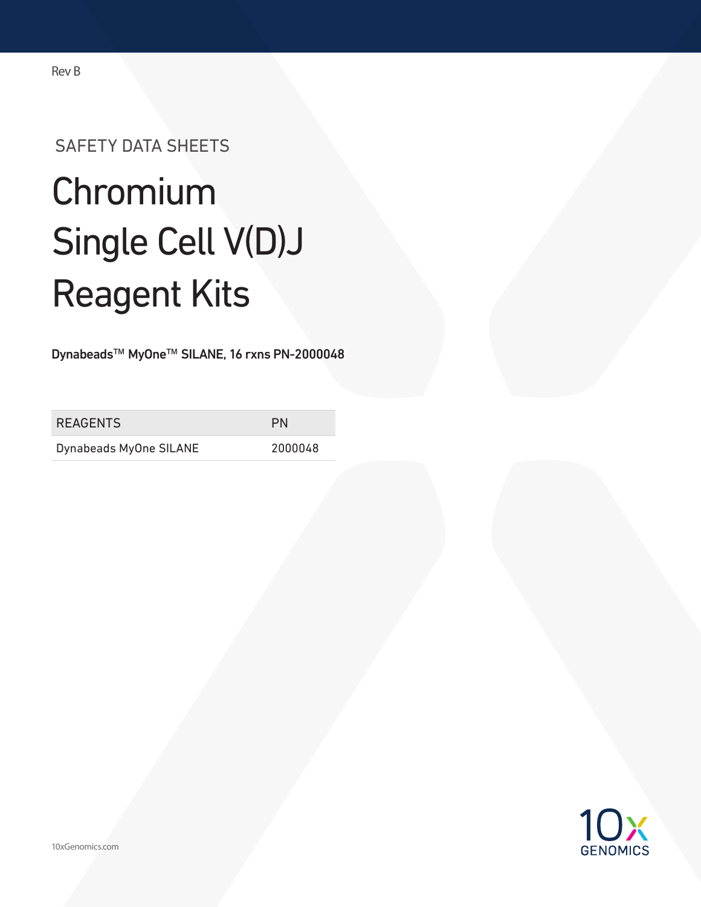Rev B

SAFETY DATA SHEETS

# Chromium Single Cell V(D)J Reagent Kits

**Dynabeads™ MyOne™ SILANE, 16 rxns PN-2000048**

| REAGENTS | PN |
| --- | --- |
| Dynabeads MyOne SILANE | 2000048 |

10xGenomics.com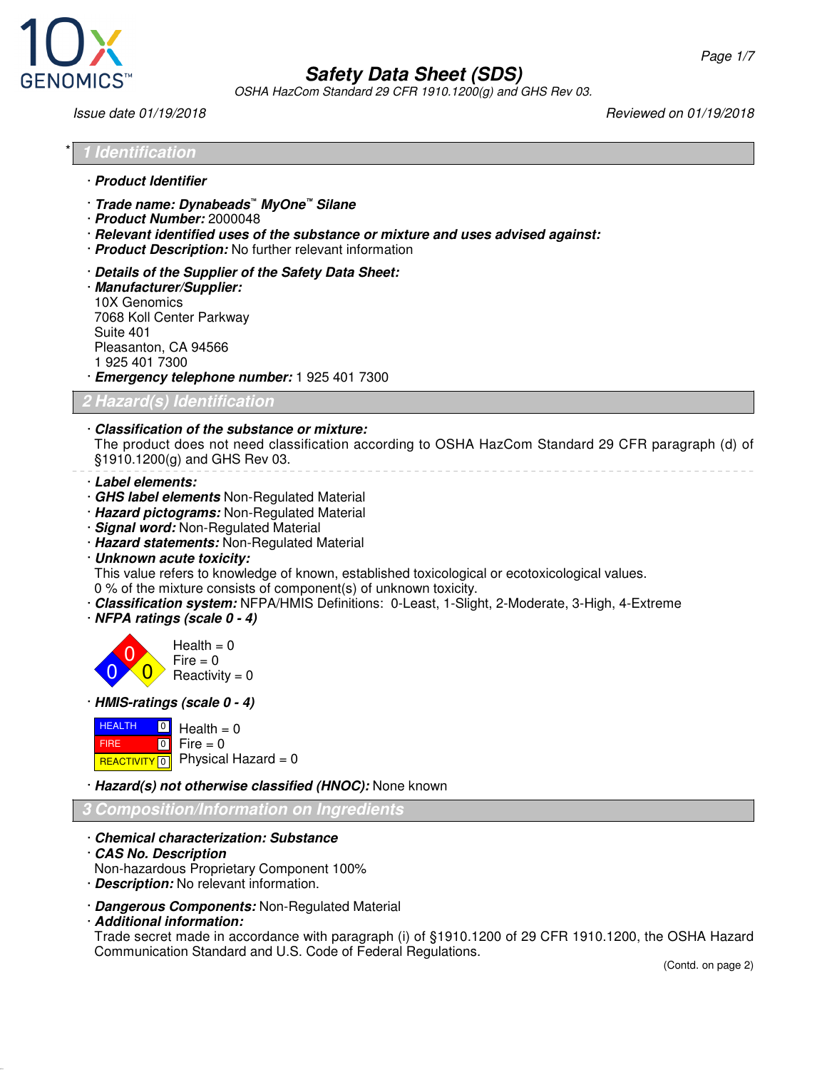# Safety Data Sheet (SDS)

*OSHA HazCom Standard 29 CFR 1910.1200(g) and GHS Rev 03.*

*Issue date 01/19/2018* *Reviewed on 01/19/2018*

## * 1 Identification

· **Product Identifier**

· **Trade name: Dynabeads™ MyOne™ Silane**
· **Product Number:** 2000048
· **Relevant identified uses of the substance or mixture and uses advised against:**
· **Product Description:** No further relevant information

· **Details of the Supplier of the Safety Data Sheet:**
· **Manufacturer/Supplier:**
10X Genomics
7068 Koll Center Parkway
Suite 401
Pleasanton, CA 94566
1 925 401 7300
· **Emergency telephone number:** 1 925 401 7300

## 2 Hazard(s) Identification

· **Classification of the substance or mixture:**
The product does not need classification according to OSHA HazCom Standard 29 CFR paragraph (d) of §1910.1200(g) and GHS Rev 03.

· **Label elements:**
· **GHS label elements** Non-Regulated Material
· **Hazard pictograms:** Non-Regulated Material
· **Signal word:** Non-Regulated Material
· **Hazard statements:** Non-Regulated Material
· **Unknown acute toxicity:**
This value refers to knowledge of known, established toxicological or ecotoxicological values.
0 % of the mixture consists of component(s) of unknown toxicity.
· **Classification system:** NFPA/HMIS Definitions: 0-Least, 1-Slight, 2-Moderate, 3-High, 4-Extreme
· **NFPA ratings (scale 0 - 4)**

Health = 0
Fire = 0
Reactivity = 0

· **HMIS-ratings (scale 0 - 4)**

| | | |
|---|---|---|
| HEALTH | 0 | Health = 0 |
| FIRE | 0 | Fire = 0 |
| REACTIVITY | 0 | Physical Hazard = 0 |

· **Hazard(s) not otherwise classified (HNOC):** None known

## 3 Composition/Information on Ingredients

· **Chemical characterization: Substance**
· **CAS No. Description**
Non-hazardous Proprietary Component 100%
· **Description:** No relevant information.

· **Dangerous Components:** Non-Regulated Material
· **Additional information:**
Trade secret made in accordance with paragraph (i) of §1910.1200 of 29 CFR 1910.1200, the OSHA Hazard Communication Standard and U.S. Code of Federal Regulations.

(Contd. on page 2)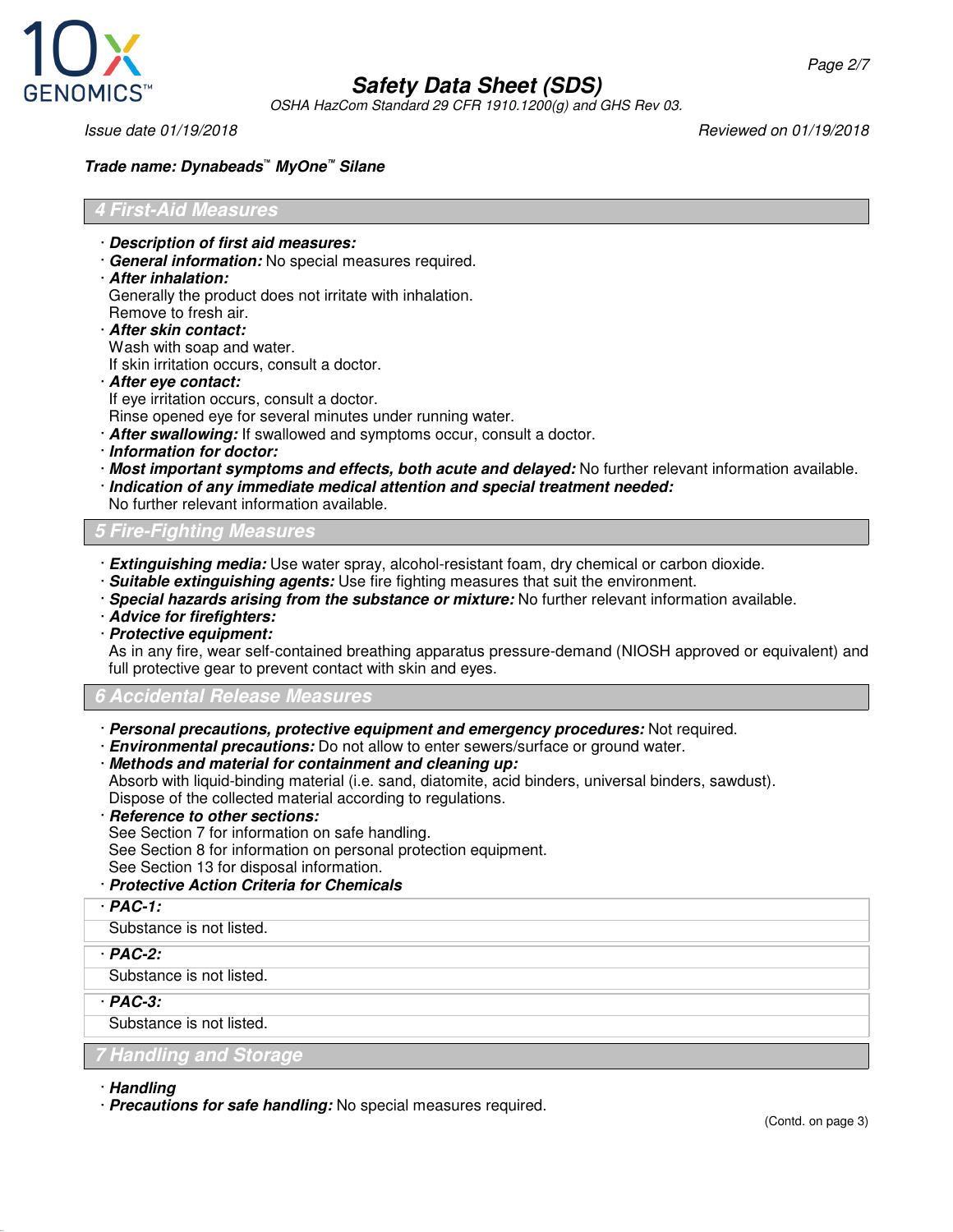**Trade name: Dynabeads™ MyOne™ Silane**

## 4 First-Aid Measures

- ***Description of first aid measures:***
- ***General information:*** No special measures required.
- ***After inhalation:***
  Generally the product does not irritate with inhalation.
  Remove to fresh air.
- ***After skin contact:***
  Wash with soap and water.
  If skin irritation occurs, consult a doctor.
- ***After eye contact:***
  If eye irritation occurs, consult a doctor.
  Rinse opened eye for several minutes under running water.
- ***After swallowing:*** If swallowed and symptoms occur, consult a doctor.
- ***Information for doctor:***
- ***Most important symptoms and effects, both acute and delayed:*** No further relevant information available.
- ***Indication of any immediate medical attention and special treatment needed:***
  No further relevant information available.

## 5 Fire-Fighting Measures

- ***Extinguishing media:*** Use water spray, alcohol-resistant foam, dry chemical or carbon dioxide.
- ***Suitable extinguishing agents:*** Use fire fighting measures that suit the environment.
- ***Special hazards arising from the substance or mixture:*** No further relevant information available.
- ***Advice for firefighters:***
- ***Protective equipment:***
  As in any fire, wear self-contained breathing apparatus pressure-demand (NIOSH approved or equivalent) and full protective gear to prevent contact with skin and eyes.

## 6 Accidental Release Measures

- ***Personal precautions, protective equipment and emergency procedures:*** Not required.
- ***Environmental precautions:*** Do not allow to enter sewers/surface or ground water.
- ***Methods and material for containment and cleaning up:***
  Absorb with liquid-binding material (i.e. sand, diatomite, acid binders, universal binders, sawdust).
  Dispose of the collected material according to regulations.
- ***Reference to other sections:***
  See Section 7 for information on safe handling.
  See Section 8 for information on personal protection equipment.
  See Section 13 for disposal information.
- ***Protective Action Criteria for Chemicals***

| · PAC-1: |
|---|
| Substance is not listed. |

| · PAC-2: |
|---|
| Substance is not listed. |

| · PAC-3: |
|---|
| Substance is not listed. |

## 7 Handling and Storage

- ***Handling***
- ***Precautions for safe handling:*** No special measures required.

(Contd. on page 3)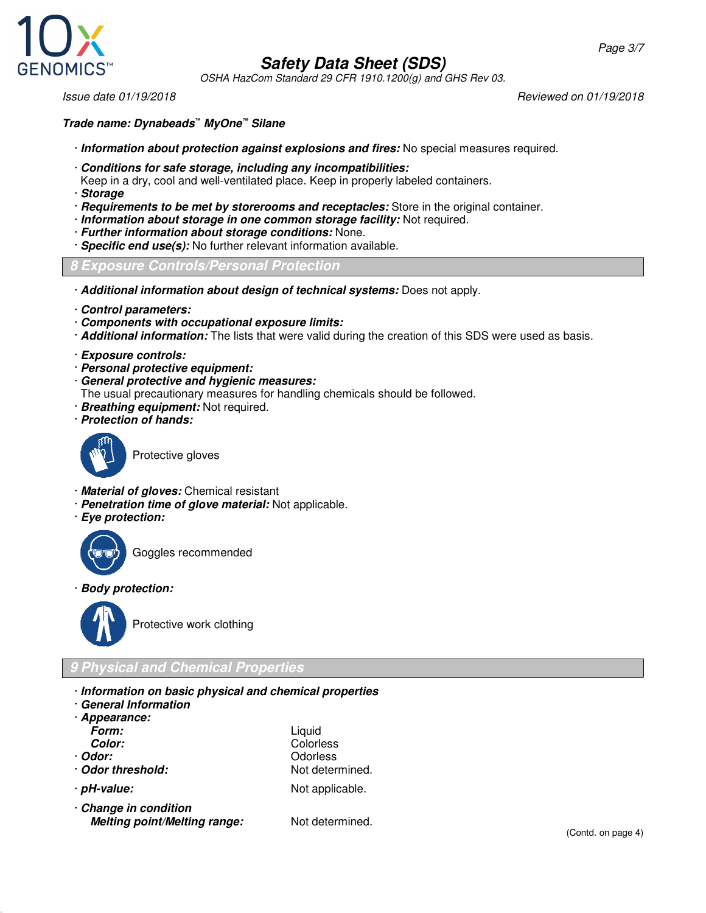**Trade name: Dynabeads™ MyOne™ Silane**

· ***Information about protection against explosions and fires:*** No special measures required.

· ***Conditions for safe storage, including any incompatibilities:***
Keep in a dry, cool and well-ventilated place. Keep in properly labeled containers.
· ***Storage***
· ***Requirements to be met by storerooms and receptacles:*** Store in the original container.
· ***Information about storage in one common storage facility:*** Not required.
· ***Further information about storage conditions:*** None.
· ***Specific end use(s):*** No further relevant information available.

## 8 Exposure Controls/Personal Protection

· ***Additional information about design of technical systems:*** Does not apply.

· ***Control parameters:***
· ***Components with occupational exposure limits:***
· ***Additional information:*** The lists that were valid during the creation of this SDS were used as basis.

· ***Exposure controls:***
· ***Personal protective equipment:***
· ***General protective and hygienic measures:***
The usual precautionary measures for handling chemicals should be followed.
· ***Breathing equipment:*** Not required.
· ***Protection of hands:***

Protective gloves

· ***Material of gloves:*** Chemical resistant
· ***Penetration time of glove material:*** Not applicable.
· ***Eye protection:***

Goggles recommended

· ***Body protection:***

Protective work clothing

## 9 Physical and Chemical Properties

· ***Information on basic physical and chemical properties***
· ***General Information***

| | |
|---|---|
| · ***Appearance:*** | |
| ***Form:*** | Liquid |
| ***Color:*** | Colorless |
| · ***Odor:*** | Odorless |
| · ***Odor threshold:*** | Not determined. |
| · ***pH-value:*** | Not applicable. |
| · ***Change in condition*** | |
| ***Melting point/Melting range:*** | Not determined. |

(Contd. on page 4)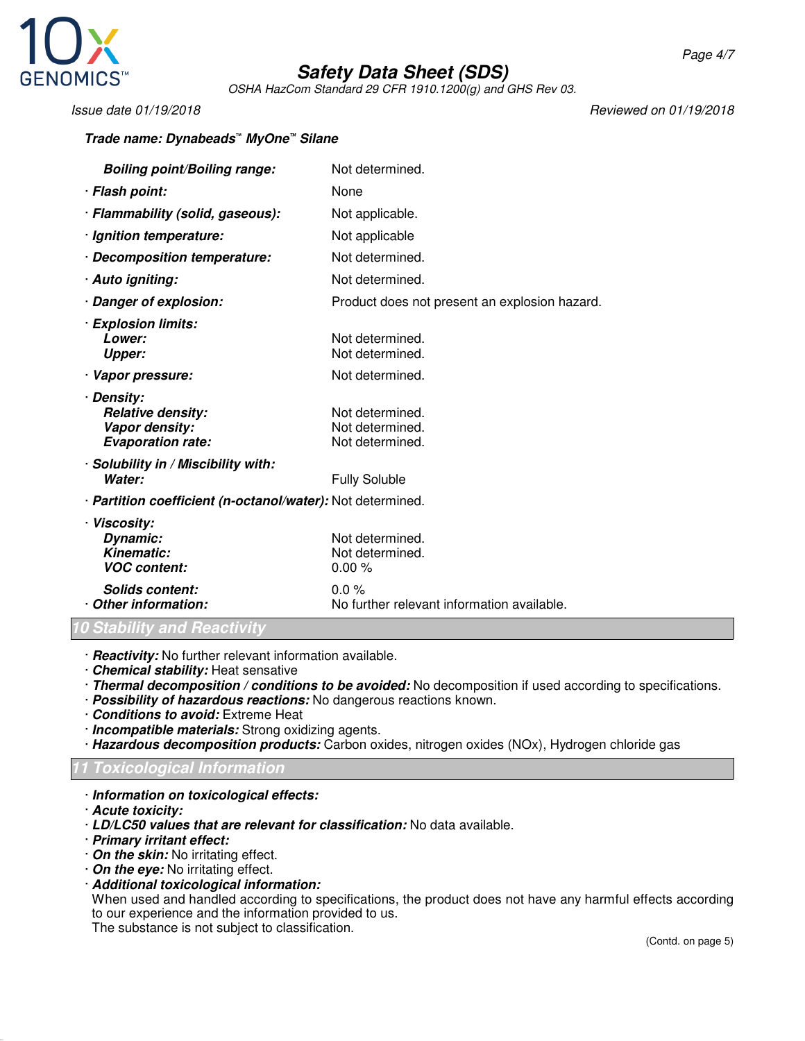Trade name: Dynabeads™ MyOne™ Silane

| | |
|---|---|
| **Boiling point/Boiling range:** | Not determined. |
| · **Flash point:** | None |
| · **Flammability (solid, gaseous):** | Not applicable. |
| · **Ignition temperature:** | Not applicable |
| · **Decomposition temperature:** | Not determined. |
| · **Auto igniting:** | Not determined. |
| · **Danger of explosion:** | Product does not present an explosion hazard. |
| · **Explosion limits:** | |
| **Lower:** | Not determined. |
| **Upper:** | Not determined. |
| · **Vapor pressure:** | Not determined. |
| · **Density:** | |
| **Relative density:** | Not determined. |
| **Vapor density:** | Not determined. |
| **Evaporation rate:** | Not determined. |
| · **Solubility in / Miscibility with:** | |
| **Water:** | Fully Soluble |
| · **Partition coefficient (n-octanol/water):** | Not determined. |
| · **Viscosity:** | |
| **Dynamic:** | Not determined. |
| **Kinematic:** | Not determined. |
| **VOC content:** | 0.00 % |
| **Solids content:** | 0.0 % |
| · **Other information:** | No further relevant information available. |

## 10 Stability and Reactivity

- **Reactivity:** No further relevant information available.
- **Chemical stability:** Heat sensative
- **Thermal decomposition / conditions to be avoided:** No decomposition if used according to specifications.
- **Possibility of hazardous reactions:** No dangerous reactions known.
- **Conditions to avoid:** Extreme Heat
- **Incompatible materials:** Strong oxidizing agents.
- **Hazardous decomposition products:** Carbon oxides, nitrogen oxides (NOx), Hydrogen chloride gas

## 11 Toxicological Information

- **Information on toxicological effects:**
- **Acute toxicity:**
- **LD/LC50 values that are relevant for classification:** No data available.
- **Primary irritant effect:**
- **On the skin:** No irritating effect.
- **On the eye:** No irritating effect.
- **Additional toxicological information:**
  When used and handled according to specifications, the product does not have any harmful effects according to our experience and the information provided to us.
  The substance is not subject to classification.

(Contd. on page 5)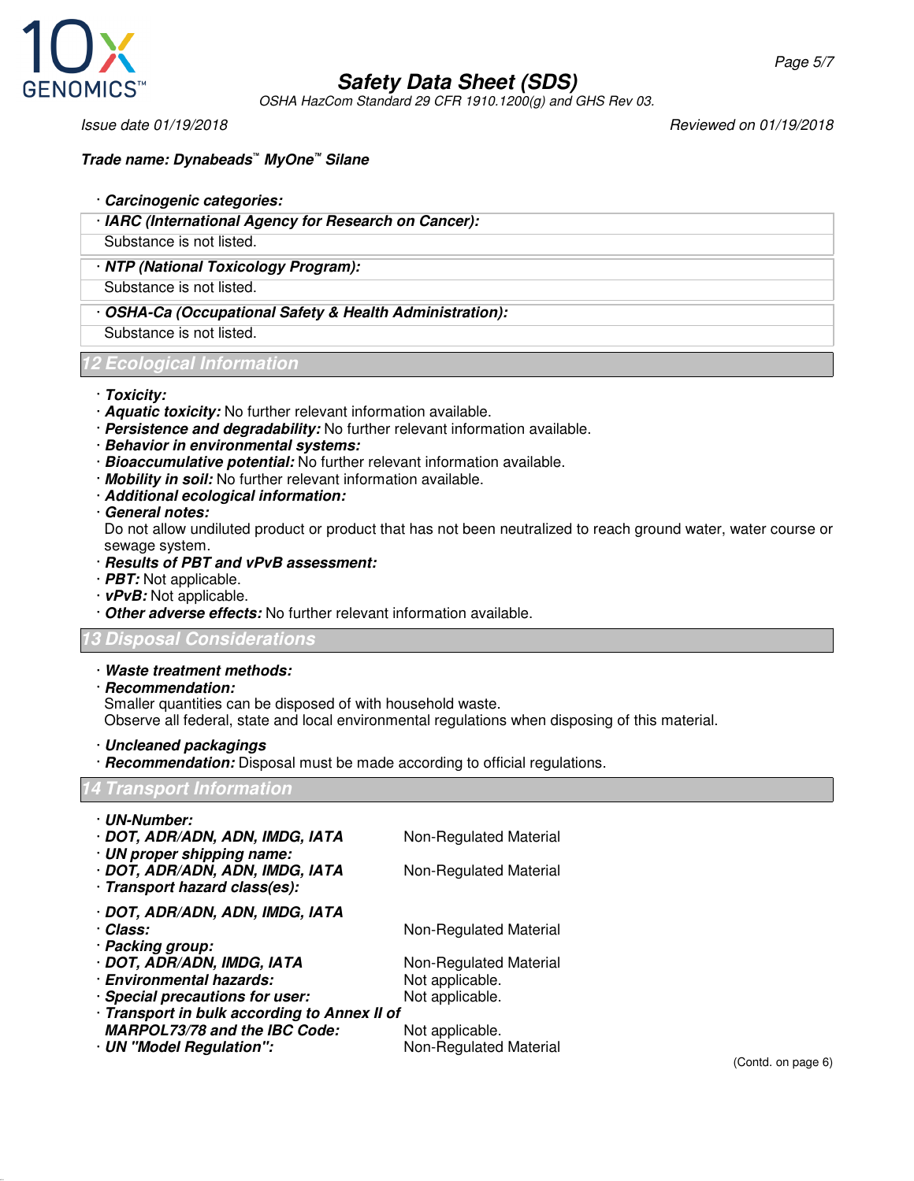**Trade name: Dynabeads™ MyOne™ Silane**

· ***Carcinogenic categories:***

· ***IARC (International Agency for Research on Cancer):***
Substance is not listed.

· ***NTP (National Toxicology Program):***
Substance is not listed.

· ***OSHA-Ca (Occupational Safety & Health Administration):***
Substance is not listed.

## 12 Ecological Information

· ***Toxicity:***
· ***Aquatic toxicity:*** No further relevant information available.
· ***Persistence and degradability:*** No further relevant information available.
· ***Behavior in environmental systems:***
· ***Bioaccumulative potential:*** No further relevant information available.
· ***Mobility in soil:*** No further relevant information available.
· ***Additional ecological information:***
· ***General notes:***
Do not allow undiluted product or product that has not been neutralized to reach ground water, water course or sewage system.
· ***Results of PBT and vPvB assessment:***
· ***PBT:*** Not applicable.
· ***vPvB:*** Not applicable.
· ***Other adverse effects:*** No further relevant information available.

## 13 Disposal Considerations

· ***Waste treatment methods:***
· ***Recommendation:***
Smaller quantities can be disposed of with household waste.
Observe all federal, state and local environmental regulations when disposing of this material.

· ***Uncleaned packagings***
· ***Recommendation:*** Disposal must be made according to official regulations.

## 14 Transport Information

· ***UN-Number:***
· ***DOT, ADR/ADN, ADN, IMDG, IATA*** Non-Regulated Material
· ***UN proper shipping name:***
· ***DOT, ADR/ADN, ADN, IMDG, IATA*** Non-Regulated Material
· ***Transport hazard class(es):***

· ***DOT, ADR/ADN, ADN, IMDG, IATA***
· ***Class:*** Non-Regulated Material
· ***Packing group:***
· ***DOT, ADR/ADN, IMDG, IATA*** Non-Regulated Material
· ***Environmental hazards:*** Not applicable.
· ***Special precautions for user:*** Not applicable.
· ***Transport in bulk according to Annex II of MARPOL73/78 and the IBC Code:*** Not applicable.
· ***UN "Model Regulation":*** Non-Regulated Material

(Contd. on page 6)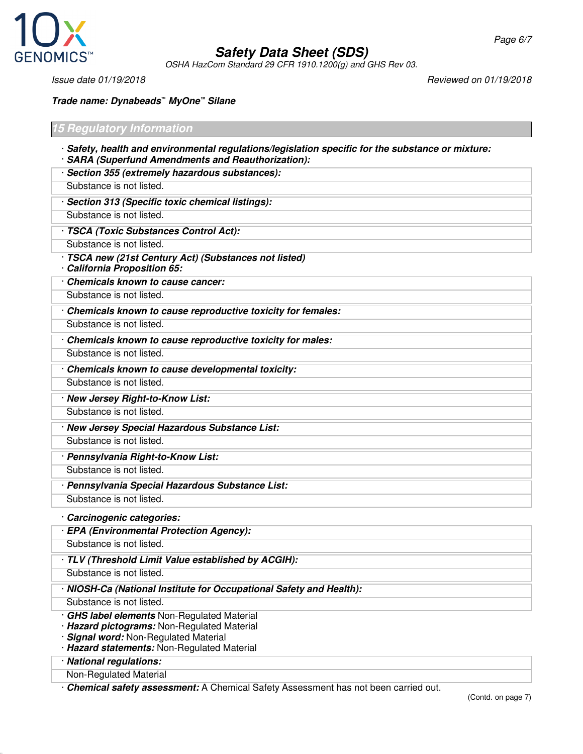## 15 Regulatory Information

- **Safety, health and environmental regulations/legislation specific for the substance or mixture:**
- **SARA (Superfund Amendments and Reauthorization):**

**· Section 355 (extremely hazardous substances):**

Substance is not listed.

**· Section 313 (Specific toxic chemical listings):**

Substance is not listed.

**· TSCA (Toxic Substances Control Act):**

Substance is not listed.

- **TSCA new (21st Century Act) (Substances not listed)**
- **California Proposition 65:**

**· Chemicals known to cause cancer:**

Substance is not listed.

**· Chemicals known to cause reproductive toxicity for females:**

Substance is not listed.

**· Chemicals known to cause reproductive toxicity for males:**

Substance is not listed.

**· Chemicals known to cause developmental toxicity:**

Substance is not listed.

**· New Jersey Right-to-Know List:**

Substance is not listed.

**· New Jersey Special Hazardous Substance List:**

Substance is not listed.

**· Pennsylvania Right-to-Know List:**

Substance is not listed.

**· Pennsylvania Special Hazardous Substance List:**

Substance is not listed.

**· Carcinogenic categories:**

**· EPA (Environmental Protection Agency):**

Substance is not listed.

**· TLV (Threshold Limit Value established by ACGIH):**

Substance is not listed.

**· NIOSH-Ca (National Institute for Occupational Safety and Health):**

Substance is not listed.

- **GHS label elements** Non-Regulated Material
- **Hazard pictograms:** Non-Regulated Material
- **Signal word:** Non-Regulated Material
- **Hazard statements:** Non-Regulated Material

**· National regulations:**

Non-Regulated Material

- **Chemical safety assessment:** A Chemical Safety Assessment has not been carried out.

(Contd. on page 7)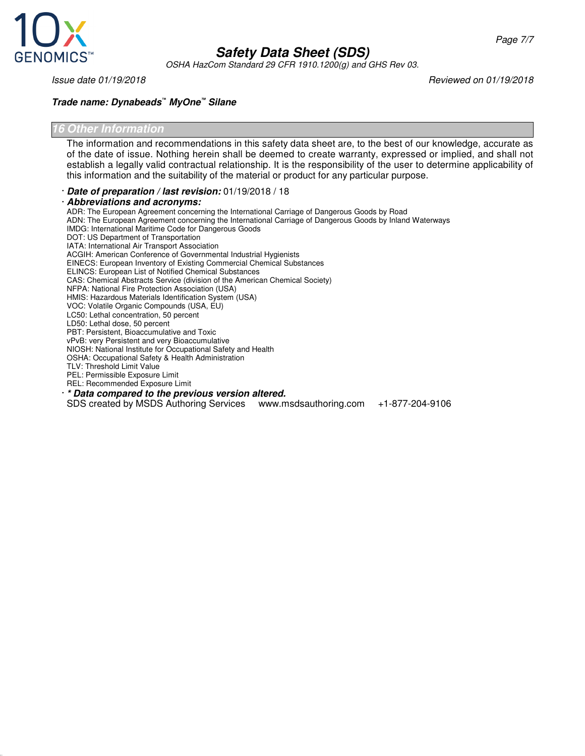## 16 Other Information

The information and recommendations in this safety data sheet are, to the best of our knowledge, accurate as of the date of issue. Nothing herein shall be deemed to create warranty, expressed or implied, and shall not establish a legally valid contractual relationship. It is the responsibility of the user to determine applicability of this information and the suitability of the material or product for any particular purpose.

· ***Date of preparation / last revision:*** 01/19/2018 / 18

· ***Abbreviations and acronyms:***

ADR: The European Agreement concerning the International Carriage of Dangerous Goods by Road
ADN: The European Agreement concerning the International Carriage of Dangerous Goods by Inland Waterways
IMDG: International Maritime Code for Dangerous Goods
DOT: US Department of Transportation
IATA: International Air Transport Association
ACGIH: American Conference of Governmental Industrial Hygienists
EINECS: European Inventory of Existing Commercial Chemical Substances
ELINCS: European List of Notified Chemical Substances
CAS: Chemical Abstracts Service (division of the American Chemical Society)
NFPA: National Fire Protection Association (USA)
HMIS: Hazardous Materials Identification System (USA)
VOC: Volatile Organic Compounds (USA, EU)
LC50: Lethal concentration, 50 percent
LD50: Lethal dose, 50 percent
PBT: Persistent, Bioaccumulative and Toxic
vPvB: very Persistent and very Bioaccumulative
NIOSH: National Institute for Occupational Safety and Health
OSHA: Occupational Safety & Health Administration
TLV: Threshold Limit Value
PEL: Permissible Exposure Limit
REL: Recommended Exposure Limit

· ***\* Data compared to the previous version altered.***

SDS created by MSDS Authoring Services www.msdsauthoring.com +1-877-204-9106